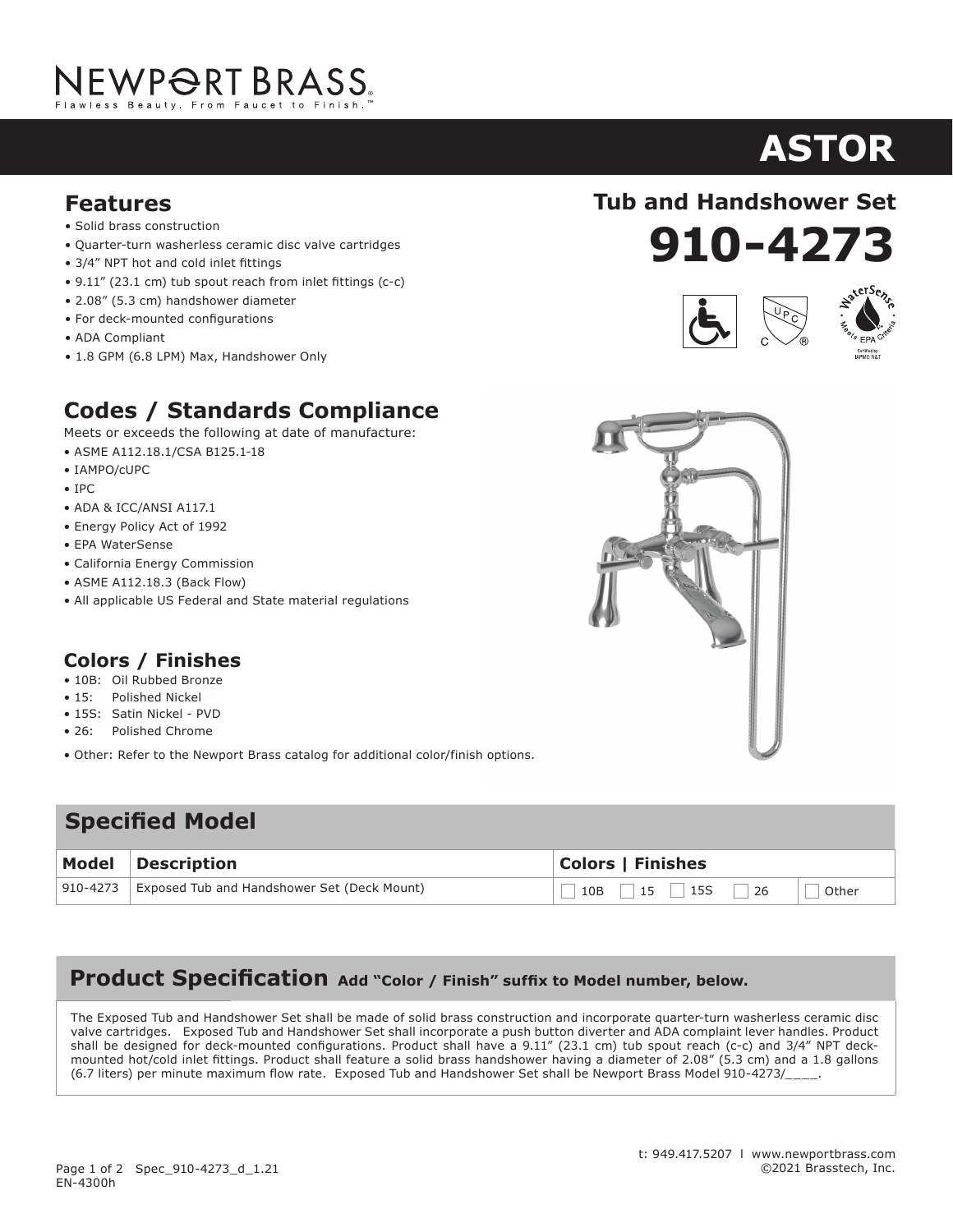# NEWPORT BRASS

Flawless Beauty. From Faucet to Finish.™

# ASTOR

## Tub and Handshower Set

# 910-4273

## Features

- Solid brass construction
- Quarter-turn washerless ceramic disc valve cartridges
- 3/4" NPT hot and cold inlet fittings
- 9.11" (23.1 cm) tub spout reach from inlet fittings (c-c)
- 2.08" (5.3 cm) handshower diameter
- For deck-mounted configurations
- ADA Compliant
- 1.8 GPM (6.8 LPM) Max, Handshower Only

## Codes / Standards Compliance

Meets or exceeds the following at date of manufacture:

- ASME A112.18.1/CSA B125.1-18
- IAMPO/cUPC
- IPC
- ADA & ICC/ANSI A117.1
- Energy Policy Act of 1992
- EPA WaterSense
- California Energy Commission
- ASME A112.18.3 (Back Flow)
- All applicable US Federal and State material regulations

## Colors / Finishes

- 10B: Oil Rubbed Bronze
- 15: Polished Nickel
- 15S: Satin Nickel - PVD
- 26: Polished Chrome

- Other: Refer to the Newport Brass catalog for additional color/finish options.

## Specified Model

| Model | Description | Colors \| Finishes | | | | |
|---|---|---|---|---|---|---|
| 910-4273 | Exposed Tub and Handshower Set (Deck Mount) | ☐ 10B | ☐ 15 | ☐ 15S | ☐ 26 | ☐ Other |

## Product Specification **Add "Color / Finish" suffix to Model number, below.**

The Exposed Tub and Handshower Set shall be made of solid brass construction and incorporate quarter-turn washerless ceramic disc valve cartridges. Exposed Tub and Handshower Set shall incorporate a push button diverter and ADA complaint lever handles. Product shall be designed for deck-mounted configurations. Product shall have a 9.11" (23.1 cm) tub spout reach (c-c) and 3/4" NPT deck-mounted hot/cold inlet fittings. Product shall feature a solid brass handshower having a diameter of 2.08" (5.3 cm) and a 1.8 gallons (6.7 liters) per minute maximum flow rate. Exposed Tub and Handshower Set shall be Newport Brass Model 910-4273/____.

Spec_910-4273_d_1.21
EN-4300h

t: 949.417.5207 l www.newportbrass.com
©2021 Brasstech, Inc.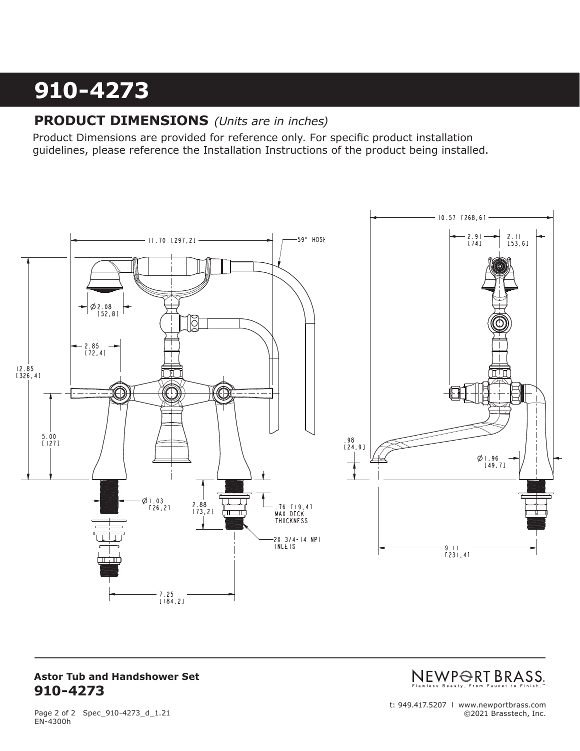# 910-4273

## PRODUCT DIMENSIONS *(Units are in inches)*

Product Dimensions are provided for reference only. For specific product installation guidelines, please reference the Installation Instructions of the product being installed.

11.70 [297,2]

59" HOSE

Ø 2.08 [52,8]

2.85 [72,4]

12.85 [326,4]

5.00 [127]

Ø 1.03 [26,2]

2.88 [73,2]

.76 [19,4] MAX DECK THICKNESS

2X 3/4-14 NPT INLETS

7.25 [184,2]

10.57 [268,6]

2.91 [74]

2.11 [53,6]

.98 [24,9]

Ø 1.96 [49,7]

9.11 [231,4]

**Astor Tub and Handshower Set**
**910-4273**

Spec_910-4273_d_1.21
EN-4300h

NEWPORT BRASS. Flawless Beauty. From Faucet to Finish.™

t: 949.417.5207 | www.newportbrass.com
©2021 Brasstech, Inc.